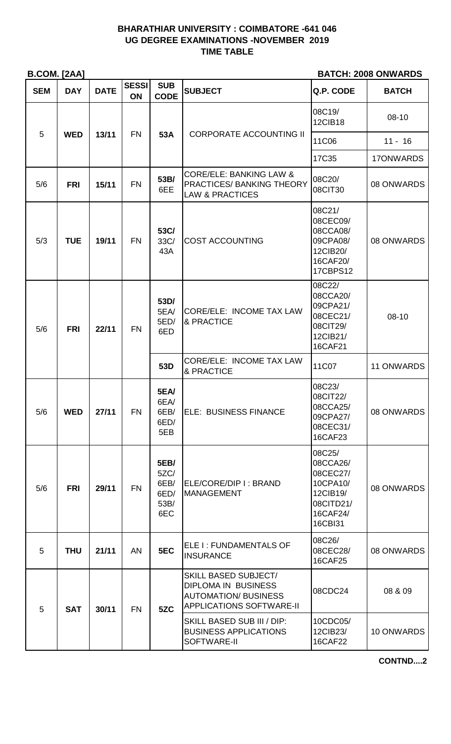**BHARATHIAR UNIVERSITY : COIMBATORE -641 046**
**UG DEGREE EXAMINATIONS -NOVEMBER 2019**
**TIME TABLE**

**B.COM. [2AA]** **BATCH: 2008 ONWARDS**

| SEM | DAY | DATE | SESSION | SUB CODE | SUBJECT | Q.P. CODE | BATCH |
|---|---|---|---|---|---|---|---|
| 5 | WED | 13/11 | FN | 53A | CORPORATE ACCOUNTING II | 08C19/ 12CIB18 | 08-10 |
| | | | | | | 11C06 | 11 - 16 |
| | | | | | | 17C35 | 17ONWARDS |
| 5/6 | FRI | 15/11 | FN | 53B/ 6EE | CORE/ELE: BANKING LAW & PRACTICES/ BANKING THEORY LAW & PRACTICES | 08C20/ 08CIT30 | 08 ONWARDS |
| 5/3 | TUE | 19/11 | FN | 53C/ 33C/ 43A | COST ACCOUNTING | 08C21/ 08CEC09/ 08CCA08/ 09CPA08/ 12CIB20/ 16CAF20/ 17CBPS12 | 08 ONWARDS |
| 5/6 | FRI | 22/11 | FN | 53D/ 5EA/ 5ED/ 6ED | CORE/ELE: INCOME TAX LAW & PRACTICE | 08C22/ 08CCA20/ 09CPA21/ 08CEC21/ 08CIT29/ 12CIB21/ 16CAF21 | 08-10 |
| | | | | 53D | CORE/ELE: INCOME TAX LAW & PRACTICE | 11C07 | 11 ONWARDS |
| 5/6 | WED | 27/11 | FN | 5EA/ 6EA/ 6EB/ 6ED/ 5EB | ELE: BUSINESS FINANCE | 08C23/ 08CIT22/ 08CCA25/ 09CPA27/ 08CEC31/ 16CAF23 | 08 ONWARDS |
| 5/6 | FRI | 29/11 | FN | 5EB/ 5ZC/ 6EB/ 6ED/ 53B/ 6EC | ELE/CORE/DIP I : BRAND MANAGEMENT | 08C25/ 08CCA26/ 08CEC27/ 10CPA10/ 12CIB19/ 08CITD21/ 16CAF24/ 16CBI31 | 08 ONWARDS |
| 5 | THU | 21/11 | AN | 5EC | ELE I : FUNDAMENTALS OF INSURANCE | 08C26/ 08CEC28/ 16CAF25 | 08 ONWARDS |
| 5 | SAT | 30/11 | FN | 5ZC | SKILL BASED SUBJECT/ DIPLOMA IN BUSINESS AUTOMATION/ BUSINESS APPLICATIONS SOFTWARE-II | 08CDC24 | 08 & 09 |
| | | | | | SKILL BASED SUB III / DIP: BUSINESS APPLICATIONS SOFTWARE-II | 10CDC05/ 12CIB23/ 16CAF22 | 10 ONWARDS |

**CONTND....2**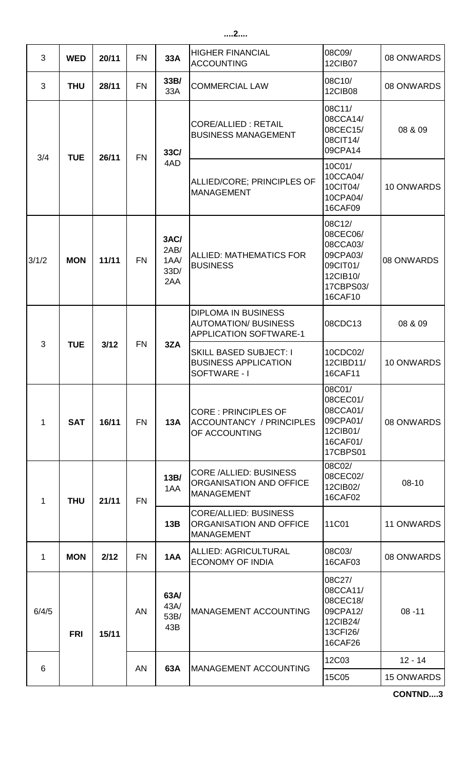| | | | | | | | |
|---|---|---|---|---|---|---|---|
| 3 | **WED** | 20/11 | FN | **33A** | HIGHER FINANCIAL ACCOUNTING | 08C09/ 12CIB07 | 08 ONWARDS |
| 3 | **THU** | 28/11 | FN | **33B/** 33A | COMMERCIAL LAW | 08C10/ 12CIB08 | 08 ONWARDS |
| 3/4 | **TUE** | 26/11 | FN | **33C/** 4AD | CORE/ALLIED : RETAIL BUSINESS MANAGEMENT | 08C11/ 08CCA14/ 08CEC15/ 08CIT14/ 09CPA14 | 08 & 09 |
| | | | | | ALLIED/CORE; PRINCIPLES OF MANAGEMENT | 10C01/ 10CCA04/ 10CIT04/ 10CPA04/ 16CAF09 | 10 ONWARDS |
| 3/1/2 | **MON** | 11/11 | FN | **3AC/ 2AB/ 1AA/ 33D/ 2AA** | ALLIED: MATHEMATICS FOR BUSINESS | 08C12/ 08CEC06/ 08CCA03/ 09CPA03/ 09CIT01/ 12CIB10/ 17CBPS03/ 16CAF10 | 08 ONWARDS |
| 3 | **TUE** | 3/12 | FN | **3ZA** | DIPLOMA IN BUSINESS AUTOMATION/ BUSINESS APPLICATION SOFTWARE-1 | 08CDC13 | 08 & 09 |
| | | | | | SKILL BASED SUBJECT: I BUSINESS APPLICATION SOFTWARE - I | 10CDC02/ 12CIBD11/ 16CAF11 | 10 ONWARDS |
| 1 | **SAT** | 16/11 | FN | **13A** | CORE : PRINCIPLES OF ACCOUNTANCY / PRINCIPLES OF ACCOUNTING | 08C01/ 08CEC01/ 08CCA01/ 09CPA01/ 12CIB01/ 16CAF01/ 17CBPS01 | 08 ONWARDS |
| 1 | **THU** | 21/11 | FN | **13B/** 1AA | CORE /ALLIED: BUSINESS ORGANISATION AND OFFICE MANAGEMENT | 08C02/ 08CEC02/ 12CIB02/ 16CAF02 | 08-10 |
| | | | | **13B** | CORE/ALLIED: BUSINESS ORGANISATION AND OFFICE MANAGEMENT | 11C01 | 11 ONWARDS |
| 1 | **MON** | 2/12 | FN | **1AA** | ALLIED: AGRICULTURAL ECONOMY OF INDIA | 08C03/ 16CAF03 | 08 ONWARDS |
| 6/4/5 | **FRI** | 15/11 | AN | **63A/ 43A/ 53B/ 43B** | MANAGEMENT ACCOUNTING | 08C27/ 08CCA11/ 08CEC18/ 09CPA12/ 12CIB24/ 13CFI26/ 16CAF26 | 08 -11 |
| 6 | | | AN | **63A** | MANAGEMENT ACCOUNTING | 12C03 | 12 - 14 |
| | | | | | | 15C05 | 15 ONWARDS |

**CONTND....3**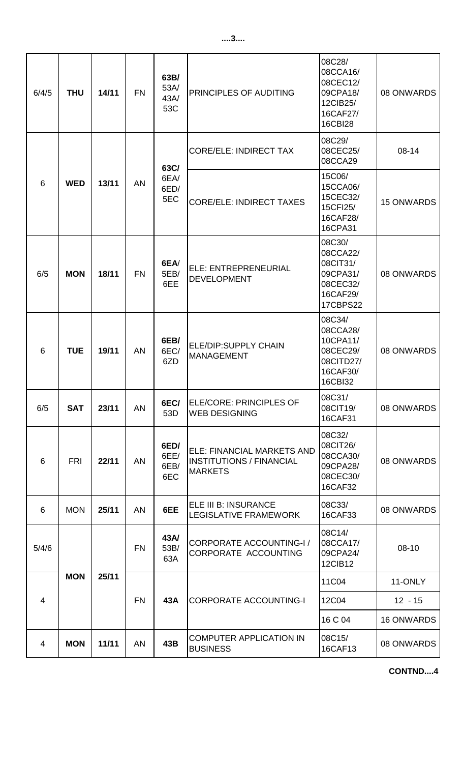| 6/4/5 | THU | 14/11 | FN | 63B/ 53A/ 43A/ 53C | PRINCIPLES OF AUDITING | 08C28/ 08CCA16/ 08CEC12/ 09CPA18/ 12CIB25/ 16CAF27/ 16CBI28 | 08 ONWARDS |
|---|---|---|---|---|---|---|---|
| 6 | WED | 13/11 | AN | 63C/ 6EA/ 6ED/ 5EC | CORE/ELE: INDIRECT TAX | 08C29/ 08CEC25/ 08CCA29 | 08-14 |
| | | | | | CORE/ELE: INDIRECT TAXES | 15C06/ 15CCA06/ 15CEC32/ 15CFI25/ 16CAF28/ 16CPA31 | 15 ONWARDS |
| 6/5 | MON | 18/11 | FN | 6EA/ 5EB/ 6EE | ELE: ENTREPRENEURIAL DEVELOPMENT | 08C30/ 08CCA22/ 08CIT31/ 09CPA31/ 08CEC32/ 16CAF29/ 17CBPS22 | 08 ONWARDS |
| 6 | TUE | 19/11 | AN | 6EB/ 6EC/ 6ZD | ELE/DIP:SUPPLY CHAIN MANAGEMENT | 08C34/ 08CCA28/ 10CPA11/ 08CEC29/ 08CITD27/ 16CAF30/ 16CBI32 | 08 ONWARDS |
| 6/5 | SAT | 23/11 | AN | 6EC/ 53D | ELE/CORE: PRINCIPLES OF WEB DESIGNING | 08C31/ 08CIT19/ 16CAF31 | 08 ONWARDS |
| 6 | FRI | 22/11 | AN | 6ED/ 6EE/ 6EB/ 6EC | ELE: FINANCIAL MARKETS AND INSTITUTIONS / FINANCIAL MARKETS | 08C32/ 08CIT26/ 08CCA30/ 09CPA28/ 08CEC30/ 16CAF32 | 08 ONWARDS |
| 6 | MON | 25/11 | AN | 6EE | ELE III B: INSURANCE LEGISLATIVE FRAMEWORK | 08C33/ 16CAF33 | 08 ONWARDS |
| 5/4/6 | MON | 25/11 | FN | 43A/ 53B/ 63A | CORPORATE ACCOUNTING-I / CORPORATE ACCOUNTING | 08C14/ 08CCA17/ 09CPA24/ 12CIB12 | 08-10 |
| 4 | | | FN | 43A | CORPORATE ACCOUNTING-I | 11C04 | 11-ONLY |
| | | | | | | 12C04 | 12 - 15 |
| | | | | | | 16 C 04 | 16 ONWARDS |
| 4 | MON | 11/11 | AN | 43B | COMPUTER APPLICATION IN BUSINESS | 08C15/ 16CAF13 | 08 ONWARDS |

**CONTND....4**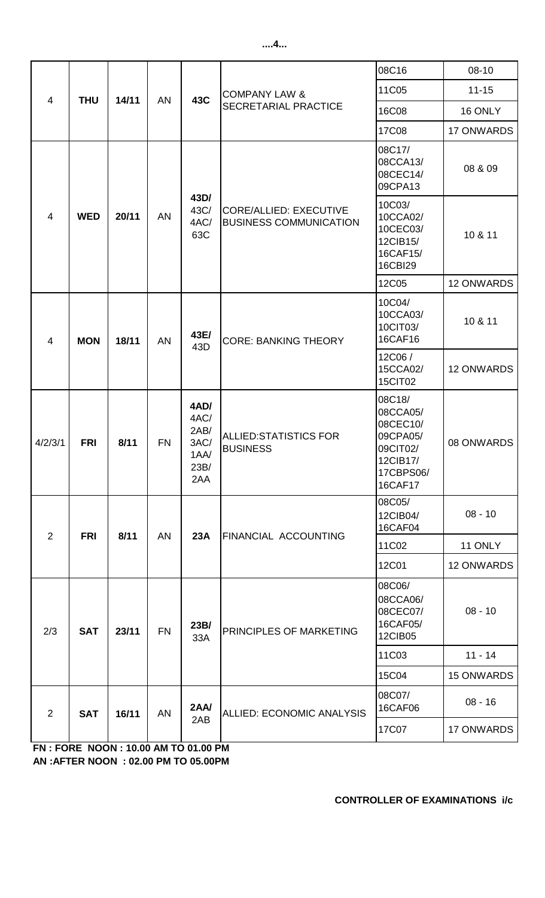| 4 | THU | 14/11 | AN | 43C | COMPANY LAW & SECRETARIAL PRACTICE | 08C16 | 08-10 |
|---|---|---|---|---|---|---|---|
| | | | | | | 11C05 | 11-15 |
| | | | | | | 16C08 | 16 ONLY |
| | | | | | | 17C08 | 17 ONWARDS |
| 4 | WED | 20/11 | AN | 43D/ 43C/ 4AC/ 63C | CORE/ALLIED: EXECUTIVE BUSINESS COMMUNICATION | 08C17/ 08CCA13/ 08CEC14/ 09CPA13 | 08 & 09 |
| | | | | | | 10C03/ 10CCA02/ 10CEC03/ 12CIB15/ 16CAF15/ 16CBI29 | 10 & 11 |
| | | | | | | 12C05 | 12 ONWARDS |
| 4 | MON | 18/11 | AN | 43E/ 43D | CORE: BANKING THEORY | 10C04/ 10CCA03/ 10CIT03/ 16CAF16 | 10 & 11 |
| | | | | | | 12C06 / 15CCA02/ 15CIT02 | 12 ONWARDS |
| 4/2/3/1 | FRI | 8/11 | FN | 4AD/ 4AC/ 2AB/ 3AC/ 1AA/ 23B/ 2AA | ALLIED:STATISTICS FOR BUSINESS | 08C18/ 08CCA05/ 08CEC10/ 09CPA05/ 09CIT02/ 12CIB17/ 17CBPS06/ 16CAF17 | 08 ONWARDS |
| 2 | FRI | 8/11 | AN | 23A | FINANCIAL ACCOUNTING | 08C05/ 12CIB04/ 16CAF04 | 08 - 10 |
| | | | | | | 11C02 | 11 ONLY |
| | | | | | | 12C01 | 12 ONWARDS |
| 2/3 | SAT | 23/11 | FN | 23B/ 33A | PRINCIPLES OF MARKETING | 08C06/ 08CCA06/ 08CEC07/ 16CAF05/ 12CIB05 | 08 - 10 |
| | | | | | | 11C03 | 11 - 14 |
| | | | | | | 15C04 | 15 ONWARDS |
| 2 | SAT | 16/11 | AN | 2AA/ 2AB | ALLIED: ECONOMIC ANALYSIS | 08C07/ 16CAF06 | 08 - 16 |
| | | | | | | 17C07 | 17 ONWARDS |

**FN : FORE NOON : 10.00 AM TO 01.00 PM**
**AN :AFTER NOON : 02.00 PM TO 05.00PM**

**CONTROLLER OF EXAMINATIONS i/c**